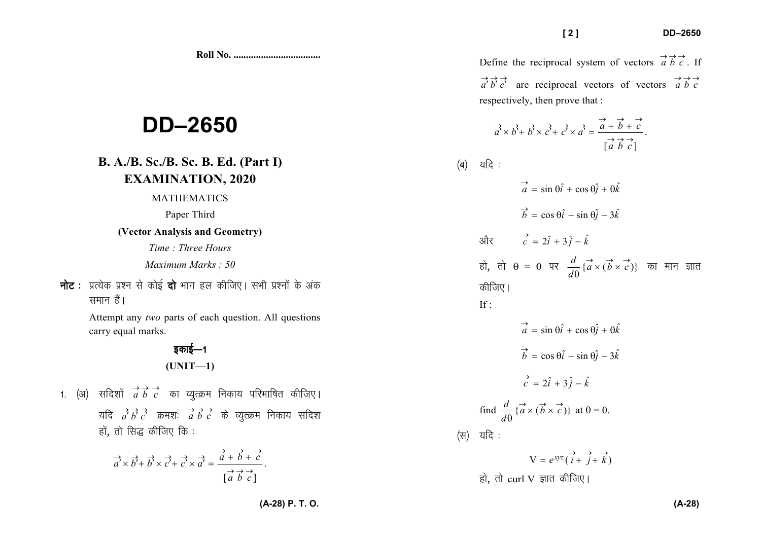Roll No. ..................................

# DD–2650

## B. A./B. Sc./B. Sc. B. Ed. (Part I) EXAMINATION, 2020

MATHEMATICS

Paper Third

**(Vector Analysis and Geometry)**

*Time : Three Hours*

*Maximum Marks : 50*

**नोट :** प्रत्येक प्रश्न से कोई **दो** भाग हल कीजिए। सभी प्रश्नों के अंक समान हैं।

Attempt any *two* parts of each question. All questions carry equal marks.

### इकाई—1

### (UNIT—1)

1. (अ) सदिशों $\vec{a}\,\vec{b}\,\vec{c}$ का व्युत्क्रम निकाय परिभाषित कीजिए। यदि $\vec{a'}\,\vec{b'}\,\vec{c'}$ क्रमशः $\vec{a}\,\vec{b}\,\vec{c}$ के व्युत्क्रम निकाय सदिश हों, तो सिद्ध कीजिए कि :

$$\vec{a'} \times \vec{b'} + \vec{b'} \times \vec{c'} + \vec{c'} \times \vec{a'} = \frac{\vec{a} + \vec{b} + \vec{c}}{[\vec{a}\,\vec{b}\,\vec{c}]}.$$

Define the reciprocal system of vectors $\vec{a}\,\vec{b}\,\vec{c}$. If $\vec{a'}\,\vec{b'}\,\vec{c'}$ are reciprocal vectors of vectors $\vec{a}\,\vec{b}\,\vec{c}$ respectively, then prove that :

$$\vec{a'} \times \vec{b'} + \vec{b'} \times \vec{c'} + \vec{c'} \times \vec{a'} = \frac{\vec{a} + \vec{b} + \vec{c}}{[\vec{a}\,\vec{b}\,\vec{c}]}.$$

(ब) यदि :

$$\vec{a} = \sin\theta\hat{i} + \cos\theta\hat{j} + \theta\hat{k}$$

$$\vec{b} = \cos\theta\hat{i} - \sin\theta\hat{j} - 3\hat{k}$$

और $$\vec{c} = 2\hat{i} + 3\hat{j} - \hat{k}$$

हो, तो $\theta = 0$ पर $\frac{d}{d\theta}\{\vec{a} \times (\vec{b} \times \vec{c})\}$ का मान ज्ञात कीजिए।

If :

$$\vec{a} = \sin\theta\hat{i} + \cos\theta\hat{j} + \theta\hat{k}$$

$$\vec{b} = \cos\theta\hat{i} - \sin\theta\hat{j} - 3\hat{k}$$

$$\vec{c} = 2\hat{i} + 3\hat{j} - \hat{k}$$

find $\frac{d}{d\theta}\{\vec{a} \times (\vec{b} \times \vec{c})\}$ at $\theta = 0$.

(स) यदि :

$$V = e^{xyz}(\vec{i} + \vec{j} + \vec{k})$$

हो, तो curl V ज्ञात कीजिए।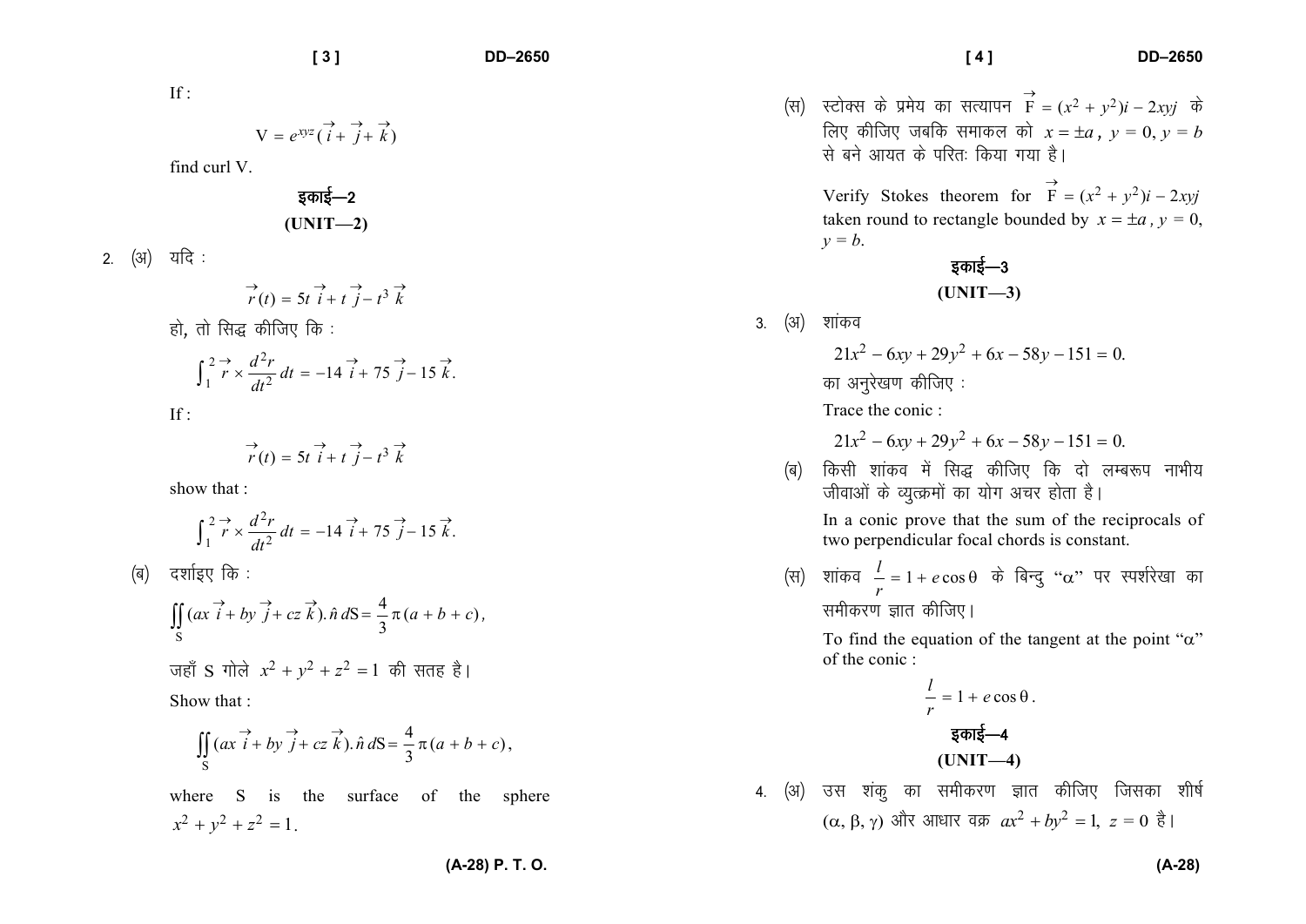If :

$$V = e^{xyz}(\vec{i} + \vec{j} + \vec{k})$$

find curl V.

## इकाई—2

## (UNIT—2)

2. (अ) यदि :

$$\vec{r}(t) = 5t\,\vec{i} + t\,\vec{j} - t^3\,\vec{k}$$

हो, तो सिद्ध कीजिए कि :

$$\int_1^2 \vec{r} \times \frac{d^2r}{dt^2}\,dt = -14\,\vec{i} + 75\,\vec{j} - 15\,\vec{k}.$$

If :

$$\vec{r}(t) = 5t\,\vec{i} + t\,\vec{j} - t^3\,\vec{k}$$

show that :

$$\int_1^2 \vec{r} \times \frac{d^2r}{dt^2}\,dt = -14\,\vec{i} + 75\,\vec{j} - 15\,\vec{k}.$$

(ब) दर्शाइए कि :

$$\iint_S (ax\,\vec{i} + by\,\vec{j} + cz\,\vec{k}).\hat{n}\,dS = \frac{4}{3}\pi(a+b+c),$$

जहाँ S गोले $x^2 + y^2 + z^2 = 1$ की सतह है।

Show that :

$$\iint_S (ax\,\vec{i} + by\,\vec{j} + cz\,\vec{k}).\hat{n}\,dS = \frac{4}{3}\pi(a+b+c),$$

where S is the surface of the sphere $x^2 + y^2 + z^2 = 1$.

(स) स्टोक्स के प्रमेय का सत्यापन $\vec{F} = (x^2 + y^2)i - 2xyj$ के लिए कीजिए जबकि समाकल को $x = \pm a$, $y = 0$, $y = b$ से बने आयत के परितः किया गया है।

Verify Stokes theorem for $\vec{F} = (x^2 + y^2)i - 2xyj$ taken round to rectangle bounded by $x = \pm a$, $y = 0$, $y = b$.

## इकाई—3

## (UNIT—3)

3. (अ) शांकव

$$21x^2 - 6xy + 29y^2 + 6x - 58y - 151 = 0.$$

का अनुरेखण कीजिए :

Trace the conic :

$$21x^2 - 6xy + 29y^2 + 6x - 58y - 151 = 0.$$

(ब) किसी शांकव में सिद्ध कीजिए कि दो लम्बरूप नाभीय जीवाओं के व्युत्क्रमों का योग अचर होता है।

In a conic prove that the sum of the reciprocals of two perpendicular focal chords is constant.

(स) शांकव $\frac{l}{r} = 1 + e\cos\theta$ के बिन्दु "$\alpha$" पर स्पर्शरेखा का समीकरण ज्ञात कीजिए।

To find the equation of the tangent at the point "$\alpha$" of the conic :

$$\frac{l}{r} = 1 + e\cos\theta.$$

## इकाई—4

## (UNIT—4)

4. (अ) उस शंकु का समीकरण ज्ञात कीजिए जिसका शीर्ष $(\alpha, \beta, \gamma)$ और आधार वक्र $ax^2 + by^2 = 1$, $z = 0$ है।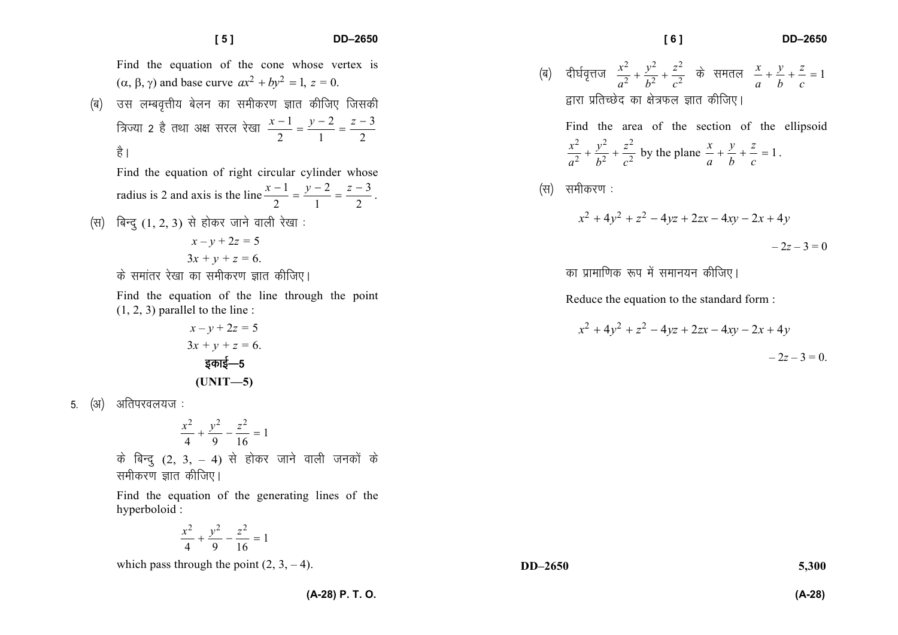Find the equation of the cone whose vertex is $(\alpha, \beta, \gamma)$ and base curve $ax^2 + by^2 = 1, z = 0$.

(ब) उस लम्बवृत्तीय बेलन का समीकरण ज्ञात कीजिए जिसकी त्रिज्या 2 है तथा अक्ष सरल रेखा $\frac{x-1}{2} = \frac{y-2}{1} = \frac{z-3}{2}$ है।

Find the equation of right circular cylinder whose radius is 2 and axis is the line $\frac{x-1}{2} = \frac{y-2}{1} = \frac{z-3}{2}$.

(स) बिन्दु (1, 2, 3) से होकर जाने वाली रेखा :

$$x - y + 2z = 5$$
$$3x + y + z = 6.$$

के समांतर रेखा का समीकरण ज्ञात कीजिए।

Find the equation of the line through the point (1, 2, 3) parallel to the line :

$$x - y + 2z = 5$$
$$3x + y + z = 6.$$

## इकाई—5

## (UNIT—5)

5. (अ) अतिपरवलयज :

$$\frac{x^2}{4} + \frac{y^2}{9} - \frac{z^2}{16} = 1$$

के बिन्दु (2, 3, – 4) से होकर जाने वाली जनकों के समीकरण ज्ञात कीजिए।

Find the equation of the generating lines of the hyperboloid :

$$\frac{x^2}{4} + \frac{y^2}{9} - \frac{z^2}{16} = 1$$

which pass through the point (2, 3, – 4).

(ब) दीर्घवृत्तज $\frac{x^2}{a^2} + \frac{y^2}{b^2} + \frac{z^2}{c^2}$ के समतल $\frac{x}{a} + \frac{y}{b} + \frac{z}{c} = 1$ द्वारा प्रतिच्छेद का क्षेत्रफल ज्ञात कीजिए।

Find the area of the section of the ellipsoid $\frac{x^2}{a^2} + \frac{y^2}{b^2} + \frac{z^2}{c^2}$ by the plane $\frac{x}{a} + \frac{y}{b} + \frac{z}{c} = 1$.

(स) समीकरण :

$$x^2 + 4y^2 + z^2 - 4yz + 2zx - 4xy - 2x + 4y - 2z - 3 = 0$$

का प्रामाणिक रूप में समानयन कीजिए।

Reduce the equation to the standard form :

$$x^2 + 4y^2 + z^2 - 4yz + 2zx - 4xy - 2x + 4y - 2z - 3 = 0.$$

DD–2650 5,300